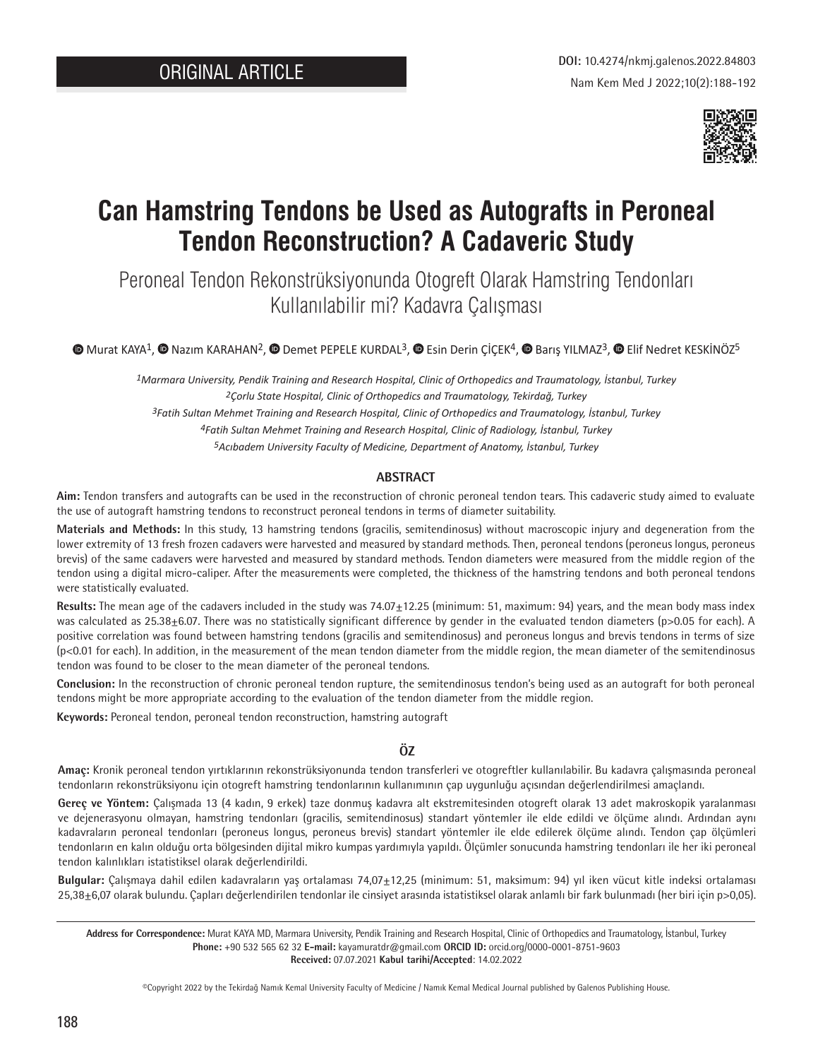ORIGINAL ARTICLE

DOI: 10.4274/nkmj.galenos.2022.84803

# Can Hamstring Tendons be Used as Autografts in Peroneal Tendon Reconstruction? A Cadaveric Study

## Peroneal Tendon Rekonstrüksiyonunda Otogreft Olarak Hamstring Tendonları Kullanılabilir mi? Kadavra Çalışması

Murat KAYA[1], Nazım KARAHAN[2], Demet PEPELE KURDAL[3], Esin Derin ÇİÇEK[4], Barış YILMAZ[3], Elif Nedret KESKİNÖZ[5]

*[1]Marmara University, Pendik Training and Research Hospital, Clinic of Orthopedics and Traumatology, İstanbul, Turkey*
*[2]Çorlu State Hospital, Clinic of Orthopedics and Traumatology, Tekirdağ, Turkey*
*[3]Fatih Sultan Mehmet Training and Research Hospital, Clinic of Orthopedics and Traumatology, İstanbul, Turkey*
*[4]Fatih Sultan Mehmet Training and Research Hospital, Clinic of Radiology, İstanbul, Turkey*
*[5]Acıbadem University Faculty of Medicine, Department of Anatomy, İstanbul, Turkey*

### ABSTRACT

**Aim:** Tendon transfers and autografts can be used in the reconstruction of chronic peroneal tendon tears. This cadaveric study aimed to evaluate the use of autograft hamstring tendons to reconstruct peroneal tendons in terms of diameter suitability.

**Materials and Methods:** In this study, 13 hamstring tendons (gracilis, semitendinosus) without macroscopic injury and degeneration from the lower extremity of 13 fresh frozen cadavers were harvested and measured by standard methods. Then, peroneal tendons (peroneus longus, peroneus brevis) of the same cadavers were harvested and measured by standard methods. Tendon diameters were measured from the middle region of the tendon using a digital micro-caliper. After the measurements were completed, the thickness of the hamstring tendons and both peroneal tendons were statistically evaluated.

**Results:** The mean age of the cadavers included in the study was 74.07±12.25 (minimum: 51, maximum: 94) years, and the mean body mass index was calculated as 25.38±6.07. There was no statistically significant difference by gender in the evaluated tendon diameters (p>0.05 for each). A positive correlation was found between hamstring tendons (gracilis and semitendinosus) and peroneus longus and brevis tendons in terms of size (p<0.01 for each). In addition, in the measurement of the mean tendon diameter from the middle region, the mean diameter of the semitendinosus tendon was found to be closer to the mean diameter of the peroneal tendons.

**Conclusion:** In the reconstruction of chronic peroneal tendon rupture, the semitendinosus tendon's being used as an autograft for both peroneal tendons might be more appropriate according to the evaluation of the tendon diameter from the middle region.

**Keywords:** Peroneal tendon, peroneal tendon reconstruction, hamstring autograft

### ÖZ

**Amaç:** Kronik peroneal tendon yırtıklarının rekonstrüksiyonunda tendon transferleri ve otogreftler kullanılabilir. Bu kadavra çalışmasında peroneal tendonların rekonstrüksiyonu için otogreft hamstring tendonlarının kullanımının çap uygunluğu açısından değerlendirilmesi amaçlandı.

**Gereç ve Yöntem:** Çalışmada 13 (4 kadın, 9 erkek) taze donmuş kadavra alt ekstremitesinden otogreft olarak 13 adet makroskopik yaralanması ve dejenerasyonu olmayan, hamstring tendonları (gracilis, semitendinosus) standart yöntemler ile elde edildi ve ölçüme alındı. Ardından aynı kadavraların peroneal tendonları (peroneus longus, peroneus brevis) standart yöntemler ile elde edilerek ölçüme alındı. Tendon çap ölçümleri tendonların en kalın olduğu orta bölgesinden dijital mikro kumpas yardımıyla yapıldı. Ölçümler sonucunda hamstring tendonları ile her iki peroneal tendon kalınlıkları istatistiksel olarak değerlendirildi.

**Bulgular:** Çalışmaya dahil edilen kadavraların yaş ortalaması 74,07±12,25 (minimum: 51, maksimum: 94) yıl iken vücut kitle indeksi ortalaması 25,38±6,07 olarak bulundu. Çapları değerlendirilen tendonlar ile cinsiyet arasında istatistiksel olarak anlamlı bir fark bulunmadı (her biri için p>0,05).

---

**Address for Correspondence:** Murat KAYA MD, Marmara University, Pendik Training and Research Hospital, Clinic of Orthopedics and Traumatology, İstanbul, Turkey
**Phone:** +90 532 565 62 32 **E-mail:** kayamuratdr@gmail.com **ORCID ID:** orcid.org/0000-0001-8751-9603
**Received:** 07.07.2021 **Kabul tarihi/Accepted**: 14.02.2022

©Copyright 2022 by the Tekirdağ Namık Kemal University Faculty of Medicine / Namık Kemal Medical Journal published by Galenos Publishing House.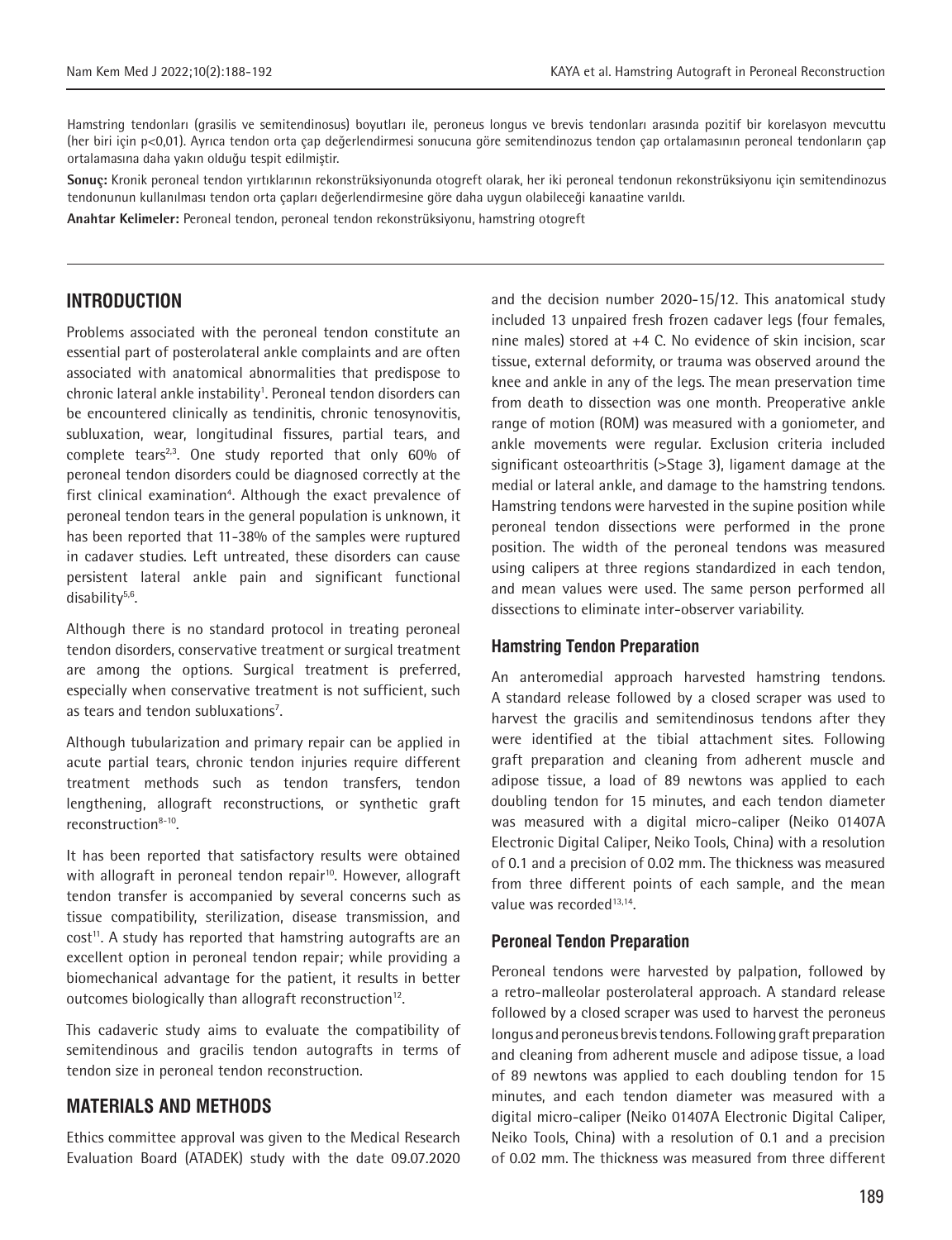Hamstring tendonları (grasilis ve semitendinosus) boyutları ile, peroneus longus ve brevis tendonları arasında pozitif bir korelasyon mevcuttu (her biri için p<0,01). Ayrıca tendon orta çap değerlendirmesi sonucuna göre semitendinozus tendon çap ortalamasının peroneal tendonların çap ortalamasına daha yakın olduğu tespit edilmiştir.

**Sonuç:** Kronik peroneal tendon yırtıklarının rekonstrüksiyonunda otogreft olarak, her iki peroneal tendonun rekonstrüksiyonu için semitendinozus tendonunun kullanılması tendon orta çapları değerlendirmesine göre daha uygun olabileceği kanaatine varıldı.

**Anahtar Kelimeler:** Peroneal tendon, peroneal tendon rekonstrüksiyonu, hamstring otogreft

## INTRODUCTION

Problems associated with the peroneal tendon constitute an essential part of posterolateral ankle complaints and are often associated with anatomical abnormalities that predispose to chronic lateral ankle instability[1]. Peroneal tendon disorders can be encountered clinically as tendinitis, chronic tenosynovitis, subluxation, wear, longitudinal fissures, partial tears, and complete tears[2,3]. One study reported that only 60% of peroneal tendon disorders could be diagnosed correctly at the first clinical examination[4]. Although the exact prevalence of peroneal tendon tears in the general population is unknown, it has been reported that 11-38% of the samples were ruptured in cadaver studies. Left untreated, these disorders can cause persistent lateral ankle pain and significant functional disability[5,6].

Although there is no standard protocol in treating peroneal tendon disorders, conservative treatment or surgical treatment are among the options. Surgical treatment is preferred, especially when conservative treatment is not sufficient, such as tears and tendon subluxations[7].

Although tubularization and primary repair can be applied in acute partial tears, chronic tendon injuries require different treatment methods such as tendon transfers, tendon lengthening, allograft reconstructions, or synthetic graft reconstruction[8-10].

It has been reported that satisfactory results were obtained with allograft in peroneal tendon repair[10]. However, allograft tendon transfer is accompanied by several concerns such as tissue compatibility, sterilization, disease transmission, and cost[11]. A study has reported that hamstring autografts are an excellent option in peroneal tendon repair; while providing a biomechanical advantage for the patient, it results in better outcomes biologically than allograft reconstruction[12].

This cadaveric study aims to evaluate the compatibility of semitendinous and gracilis tendon autografts in terms of tendon size in peroneal tendon reconstruction.

## MATERIALS AND METHODS

Ethics committee approval was given to the Medical Research Evaluation Board (ATADEK) study with the date 09.07.2020 and the decision number 2020-15/12. This anatomical study included 13 unpaired fresh frozen cadaver legs (four females, nine males) stored at +4 C. No evidence of skin incision, scar tissue, external deformity, or trauma was observed around the knee and ankle in any of the legs. The mean preservation time from death to dissection was one month. Preoperative ankle range of motion (ROM) was measured with a goniometer, and ankle movements were regular. Exclusion criteria included significant osteoarthritis (>Stage 3), ligament damage at the medial or lateral ankle, and damage to the hamstring tendons. Hamstring tendons were harvested in the supine position while peroneal tendon dissections were performed in the prone position. The width of the peroneal tendons was measured using calipers at three regions standardized in each tendon, and mean values were used. The same person performed all dissections to eliminate inter-observer variability.

### Hamstring Tendon Preparation

An anteromedial approach harvested hamstring tendons. A standard release followed by a closed scraper was used to harvest the gracilis and semitendinosus tendons after they were identified at the tibial attachment sites. Following graft preparation and cleaning from adherent muscle and adipose tissue, a load of 89 newtons was applied to each doubling tendon for 15 minutes, and each tendon diameter was measured with a digital micro-caliper (Neiko 01407A Electronic Digital Caliper, Neiko Tools, China) with a resolution of 0.1 and a precision of 0.02 mm. The thickness was measured from three different points of each sample, and the mean value was recorded[13,14].

### Peroneal Tendon Preparation

Peroneal tendons were harvested by palpation, followed by a retro-malleolar posterolateral approach. A standard release followed by a closed scraper was used to harvest the peroneus longus and peroneus brevis tendons. Following graft preparation and cleaning from adherent muscle and adipose tissue, a load of 89 newtons was applied to each doubling tendon for 15 minutes, and each tendon diameter was measured with a digital micro-caliper (Neiko 01407A Electronic Digital Caliper, Neiko Tools, China) with a resolution of 0.1 and a precision of 0.02 mm. The thickness was measured from three different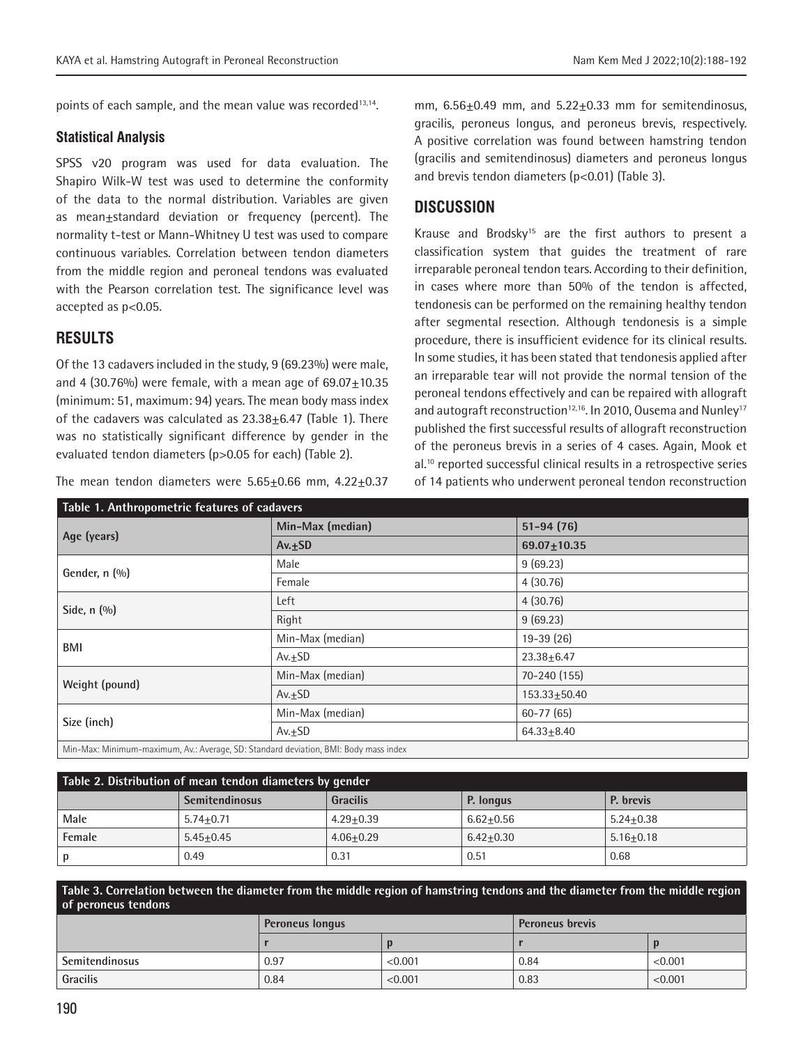points of each sample, and the mean value was recorded[13,14].

### Statistical Analysis

SPSS v20 program was used for data evaluation. The Shapiro Wilk-W test was used to determine the conformity of the data to the normal distribution. Variables are given as mean±standard deviation or frequency (percent). The normality t-test or Mann-Whitney U test was used to compare continuous variables. Correlation between tendon diameters from the middle region and peroneal tendons was evaluated with the Pearson correlation test. The significance level was accepted as $p<0.05$.

## RESULTS

Of the 13 cadavers included in the study, 9 (69.23%) were male, and 4 (30.76%) were female, with a mean age of 69.07±10.35 (minimum: 51, maximum: 94) years. The mean body mass index of the cadavers was calculated as 23.38±6.47 (Table 1). There was no statistically significant difference by gender in the evaluated tendon diameters ($p>0.05$ for each) (Table 2).

The mean tendon diameters were 5.65±0.66 mm, 4.22±0.37 mm, 6.56±0.49 mm, and 5.22±0.33 mm for semitendinosus, gracilis, peroneus longus, and peroneus brevis, respectively. A positive correlation was found between hamstring tendon (gracilis and semitendinosus) diameters and peroneus longus and brevis tendon diameters ($p<0.01$) (Table 3).

## DISCUSSION

Krause and Brodsky[15] are the first authors to present a classification system that guides the treatment of rare irreparable peroneal tendon tears. According to their definition, in cases where more than 50% of the tendon is affected, tendonesis can be performed on the remaining healthy tendon after segmental resection. Although tendonesis is a simple procedure, there is insufficient evidence for its clinical results. In some studies, it has been stated that tendonesis applied after an irreparable tear will not provide the normal tension of the peroneal tendons effectively and can be repaired with allograft and autograft reconstruction[12,16]. In 2010, Ousema and Nunley[17] published the first successful results of allograft reconstruction of the peroneus brevis in a series of 4 cases. Again, Mook et al.[10] reported successful clinical results in a retrospective series of 14 patients who underwent peroneal tendon reconstruction

**Table 1. Anthropometric features of cadavers**

| | | |
|---|---|---|
| Age (years) | Min-Max (median) | 51-94 (76) |
| | Av.±SD | 69.07±10.35 |
| Gender, n (%) | Male | 9 (69.23) |
| | Female | 4 (30.76) |
| Side, n (%) | Left | 4 (30.76) |
| | Right | 9 (69.23) |
| BMI | Min-Max (median) | 19-39 (26) |
| | Av.±SD | 23.38±6.47 |
| Weight (pound) | Min-Max (median) | 70-240 (155) |
| | Av.±SD | 153.33±50.40 |
| Size (inch) | Min-Max (median) | 60-77 (65) |
| | Av.±SD | 64.33±8.40 |

Min-Max: Minimum-maximum, Av.: Average, SD: Standard deviation, BMI: Body mass index

**Table 2. Distribution of mean tendon diameters by gender**

| | Semitendinosus | Gracilis | P. longus | P. brevis |
|---|---|---|---|---|
| Male | 5.74±0.71 | 4.29±0.39 | 6.62±0.56 | 5.24±0.38 |
| Female | 5.45±0.45 | 4.06±0.29 | 6.42±0.30 | 5.16±0.18 |
| p | 0.49 | 0.31 | 0.51 | 0.68 |

**Table 3. Correlation between the diameter from the middle region of hamstring tendons and the diameter from the middle region of peroneus tendons**

| | Peroneus longus | | Peroneus brevis | |
|---|---|---|---|---|
| | r | p | r | p |
| Semitendinosus | 0.97 | <0.001 | 0.84 | <0.001 |
| Gracilis | 0.84 | <0.001 | 0.83 | <0.001 |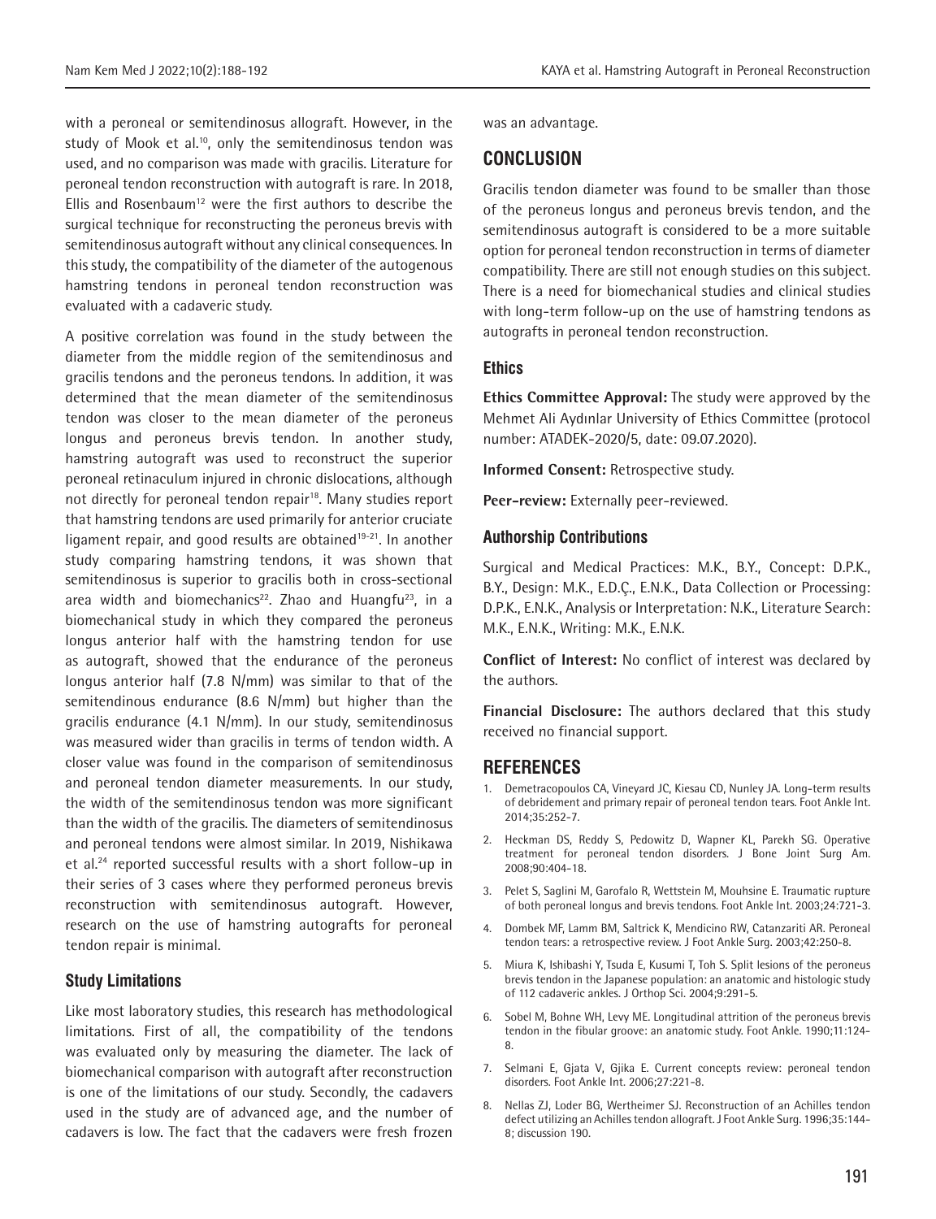with a peroneal or semitendinosus allograft. However, in the study of Mook et al.[10], only the semitendinosus tendon was used, and no comparison was made with gracilis. Literature for peroneal tendon reconstruction with autograft is rare. In 2018, Ellis and Rosenbaum[12] were the first authors to describe the surgical technique for reconstructing the peroneus brevis with semitendinosus autograft without any clinical consequences. In this study, the compatibility of the diameter of the autogenous hamstring tendons in peroneal tendon reconstruction was evaluated with a cadaveric study.

A positive correlation was found in the study between the diameter from the middle region of the semitendinosus and gracilis tendons and the peroneus tendons. In addition, it was determined that the mean diameter of the semitendinosus tendon was closer to the mean diameter of the peroneus longus and peroneus brevis tendon. In another study, hamstring autograft was used to reconstruct the superior peroneal retinaculum injured in chronic dislocations, although not directly for peroneal tendon repair[18]. Many studies report that hamstring tendons are used primarily for anterior cruciate ligament repair, and good results are obtained[19-21]. In another study comparing hamstring tendons, it was shown that semitendinosus is superior to gracilis both in cross-sectional area width and biomechanics[22]. Zhao and Huangfu[23], in a biomechanical study in which they compared the peroneus longus anterior half with the hamstring tendon for use as autograft, showed that the endurance of the peroneus longus anterior half (7.8 N/mm) was similar to that of the semitendinous endurance (8.6 N/mm) but higher than the gracilis endurance (4.1 N/mm). In our study, semitendinosus was measured wider than gracilis in terms of tendon width. A closer value was found in the comparison of semitendinosus and peroneal tendon diameter measurements. In our study, the width of the semitendinosus tendon was more significant than the width of the gracilis. The diameters of semitendinosus and peroneal tendons were almost similar. In 2019, Nishikawa et al.[24] reported successful results with a short follow-up in their series of 3 cases where they performed peroneus brevis reconstruction with semitendinosus autograft. However, research on the use of hamstring autografts for peroneal tendon repair is minimal.

### Study Limitations

Like most laboratory studies, this research has methodological limitations. First of all, the compatibility of the tendons was evaluated only by measuring the diameter. The lack of biomechanical comparison with autograft after reconstruction is one of the limitations of our study. Secondly, the cadavers used in the study are of advanced age, and the number of cadavers is low. The fact that the cadavers were fresh frozen was an advantage.

## CONCLUSION

Gracilis tendon diameter was found to be smaller than those of the peroneus longus and peroneus brevis tendon, and the semitendinosus autograft is considered to be a more suitable option for peroneal tendon reconstruction in terms of diameter compatibility. There are still not enough studies on this subject. There is a need for biomechanical studies and clinical studies with long-term follow-up on the use of hamstring tendons as autografts in peroneal tendon reconstruction.

### Ethics

**Ethics Committee Approval:** The study were approved by the Mehmet Ali Aydınlar University of Ethics Committee (protocol number: ATADEK-2020/5, date: 09.07.2020).

**Informed Consent:** Retrospective study.

**Peer-review:** Externally peer-reviewed.

### Authorship Contributions

Surgical and Medical Practices: M.K., B.Y., Concept: D.P.K., B.Y., Design: M.K., E.D.Ç., E.N.K., Data Collection or Processing: D.P.K., E.N.K., Analysis or Interpretation: N.K., Literature Search: M.K., E.N.K., Writing: M.K., E.N.K.

**Conflict of Interest:** No conflict of interest was declared by the authors.

**Financial Disclosure:** The authors declared that this study received no financial support.

## REFERENCES

1. Demetracopoulos CA, Vineyard JC, Kiesau CD, Nunley JA. Long-term results of debridement and primary repair of peroneal tendon tears. Foot Ankle Int. 2014;35:252-7.
2. Heckman DS, Reddy S, Pedowitz D, Wapner KL, Parekh SG. Operative treatment for peroneal tendon disorders. J Bone Joint Surg Am. 2008;90:404-18.
3. Pelet S, Saglini M, Garofalo R, Wettstein M, Mouhsine E. Traumatic rupture of both peroneal longus and brevis tendons. Foot Ankle Int. 2003;24:721-3.
4. Dombek MF, Lamm BM, Saltrick K, Mendicino RW, Catanzariti AR. Peroneal tendon tears: a retrospective review. J Foot Ankle Surg. 2003;42:250-8.
5. Miura K, Ishibashi Y, Tsuda E, Kusumi T, Toh S. Split lesions of the peroneus brevis tendon in the Japanese population: an anatomic and histologic study of 112 cadaveric ankles. J Orthop Sci. 2004;9:291-5.
6. Sobel M, Bohne WH, Levy ME. Longitudinal attrition of the peroneus brevis tendon in the fibular groove: an anatomic study. Foot Ankle. 1990;11:124-8.
7. Selmani E, Gjata V, Gjika E. Current concepts review: peroneal tendon disorders. Foot Ankle Int. 2006;27:221-8.
8. Nellas ZJ, Loder BG, Wertheimer SJ. Reconstruction of an Achilles tendon defect utilizing an Achilles tendon allograft. J Foot Ankle Surg. 1996;35:144-8; discussion 190.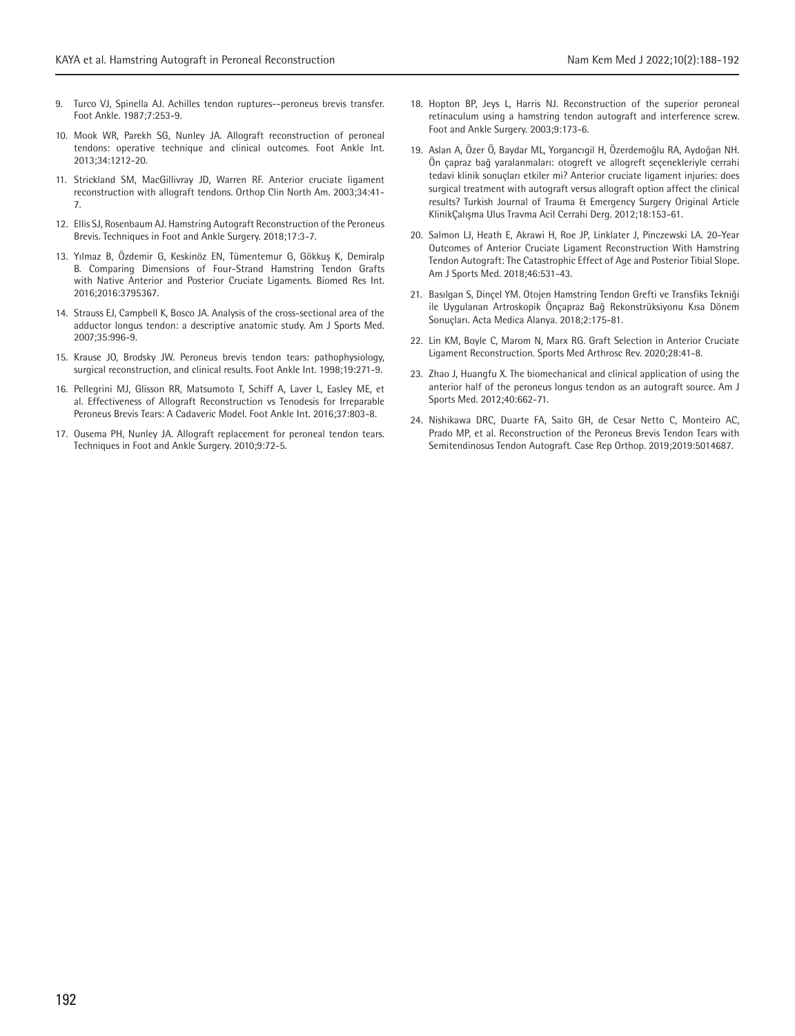9. Turco VJ, Spinella AJ. Achilles tendon ruptures--peroneus brevis transfer. Foot Ankle. 1987;7:253-9.
10. Mook WR, Parekh SG, Nunley JA. Allograft reconstruction of peroneal tendons: operative technique and clinical outcomes. Foot Ankle Int. 2013;34:1212-20.
11. Strickland SM, MacGillivray JD, Warren RF. Anterior cruciate ligament reconstruction with allograft tendons. Orthop Clin North Am. 2003;34:41-7.
12. Ellis SJ, Rosenbaum AJ. Hamstring Autograft Reconstruction of the Peroneus Brevis. Techniques in Foot and Ankle Surgery. 2018;17:3-7.
13. Yılmaz B, Özdemir G, Keskinöz EN, Tümentemur G, Gökkuş K, Demiralp B. Comparing Dimensions of Four-Strand Hamstring Tendon Grafts with Native Anterior and Posterior Cruciate Ligaments. Biomed Res Int. 2016;2016:3795367.
14. Strauss EJ, Campbell K, Bosco JA. Analysis of the cross-sectional area of the adductor longus tendon: a descriptive anatomic study. Am J Sports Med. 2007;35:996-9.
15. Krause JO, Brodsky JW. Peroneus brevis tendon tears: pathophysiology, surgical reconstruction, and clinical results. Foot Ankle Int. 1998;19:271-9.
16. Pellegrini MJ, Glisson RR, Matsumoto T, Schiff A, Laver L, Easley ME, et al. Effectiveness of Allograft Reconstruction vs Tenodesis for Irreparable Peroneus Brevis Tears: A Cadaveric Model. Foot Ankle Int. 2016;37:803-8.
17. Ousema PH, Nunley JA. Allograft replacement for peroneal tendon tears. Techniques in Foot and Ankle Surgery. 2010;9:72-5.
18. Hopton BP, Jeys L, Harris NJ. Reconstruction of the superior peroneal retinaculum using a hamstring tendon autograft and interference screw. Foot and Ankle Surgery. 2003;9:173-6.
19. Aslan A, Özer Ö, Baydar ML, Yorgancıgil H, Özerdemoğlu RA, Aydoğan NH. Ön çapraz bağ yaralanmaları: otogreft ve allogreft seçenekleriyle cerrahi tedavi klinik sonuçları etkiler mi? Anterior cruciate ligament injuries: does surgical treatment with autograft versus allograft option affect the clinical results? Turkish Journal of Trauma & Emergency Surgery Original Article KlinikÇalışma Ulus Travma Acil Cerrahi Derg. 2012;18:153-61.
20. Salmon LJ, Heath E, Akrawi H, Roe JP, Linklater J, Pinczewski LA. 20-Year Outcomes of Anterior Cruciate Ligament Reconstruction With Hamstring Tendon Autograft: The Catastrophic Effect of Age and Posterior Tibial Slope. Am J Sports Med. 2018;46:531-43.
21. Basılgan S, Dinçel YM. Otojen Hamstring Tendon Grefti ve Transfiks Tekniği ile Uygulanan Artroskopik Önçapraz Bağ Rekonstrüksiyonu Kısa Dönem Sonuçları. Acta Medica Alanya. 2018;2:175-81.
22. Lin KM, Boyle C, Marom N, Marx RG. Graft Selection in Anterior Cruciate Ligament Reconstruction. Sports Med Arthrosc Rev. 2020;28:41-8.
23. Zhao J, Huangfu X. The biomechanical and clinical application of using the anterior half of the peroneus longus tendon as an autograft source. Am J Sports Med. 2012;40:662-71.
24. Nishikawa DRC, Duarte FA, Saito GH, de Cesar Netto C, Monteiro AC, Prado MP, et al. Reconstruction of the Peroneus Brevis Tendon Tears with Semitendinosus Tendon Autograft. Case Rep Orthop. 2019;2019:5014687.